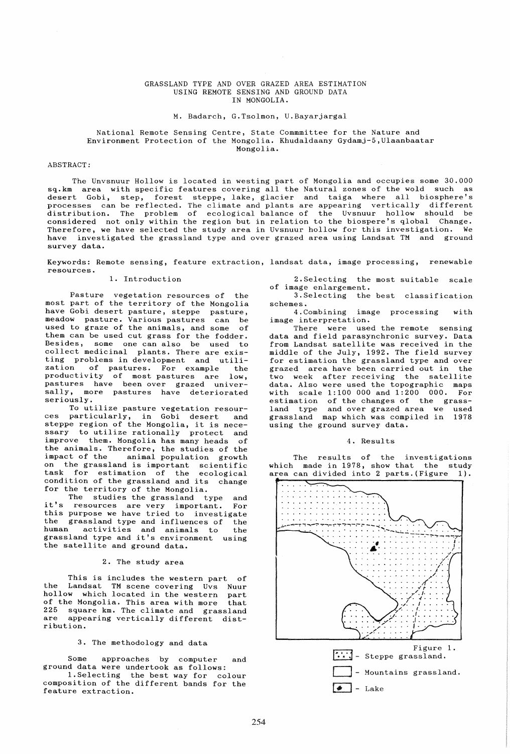# GRASSLAND TYPE AND OVER GRAZED AREA ESTIMATION USING REMOTE SENSING AND GROUND DATA IN MONGOLIA.

M. Badarch, G.Tsolmon, U.Bayarjargal

National Remote Sensing Centre, State Commmittee for the Nature and Environment Protection of the Mongolia. Khudaldaany Gydamj-5,Ulaanbaatar Mongolia.

ABSTRACT:

The Unvsnuur Hollow is located in westing part of Mongolia and occupies some 30.000 sq.km area with specific features covering all the Natural zones of the wold such as desert Gobi, step, forest steppe, lake, glacier and taiga where all biosphere's processes can be reflected. The climate and plants are appearing vertically different distribution. The problem of ecological balance of the Uvsnuur hollow should be considered not only within the region but in relation to the biospere's qlobal Change. Therefore, we have selected the study area in Uvsnuur hollow for this investigation. We have investigated the grassland type and over grazed area using Landsat TM and ground survey data.

Keywords: Remote sensing, feature extraction, landsat data, image processing, renewable resources.

## 1. Introduction

Pasture vegetation resources of the most part of the territory of the Mongolia have Gobi desert pasture, steppe pasture, meadow pasture. Various pastures can be used to graze of the animals, and some of them can be used cut grass for the fodder. Besides, some one can also be used to collect medicinal plants. There are existing problems in development and utilization of pastures. For example the productivity of most pastures are low, pastures have been over grazed universally, more pastures have deteriorated seriously.

To utilize pasture vegetation resources particularly, in Gobi desert and steppe region of the Mongolia, it is necessary to utilize rationally protect and improve them. Mongolia has many heads of the animals. Therefore, the studies of the impact of the animal population growth on the grassland is important scientific task for estimation of the ecological condition of the grassland and its change for the territory of the Mongolia.

The studies the grassland type and it's resources are very important. For this purpose we have tried to investigate the grassland type and influences of the human activities and animals to the grassland type and it's environment using the satellite and ground data.

## 2. The study area

This is includes the western part of the Landsat TM scene covering Uvs Nuur hollow which located in the western part of the Mongolia. This area with more that 225 square km. The climate and grassland are appearing vertically different distribution.

## 3. The methodology and data

Some approaches by computer and ground data were undertook as follows:

1.Selecting the best way for colour composition of the different bands for the feature extraction.

2.Selecting the most suitable scale of image enlargement.

3.Selecting the best classification schemes.

4.Combining image processing with image interpretation.

There were used the remote sensing data and field parasynchronic survey. Data from Landsat satellite was received in the middle of the July, 1992. The field survey for estimation the grassland type and over grazed area have been carried out in the two week after receiving the satellite data. Also were used the topographic maps with scale 1:100 000 and 1:200 000. For estimation of the changes of the grassland type and over grazed area we used grassland map which was compiled in 1978 using the ground survey data.

## 4. Results

The results of the investigations which made in 1978, show that the study area can divided into 2 parts.(Figure 1).

Figure 1.
- Steppe grassland.
- Mountains grassland.
- Lake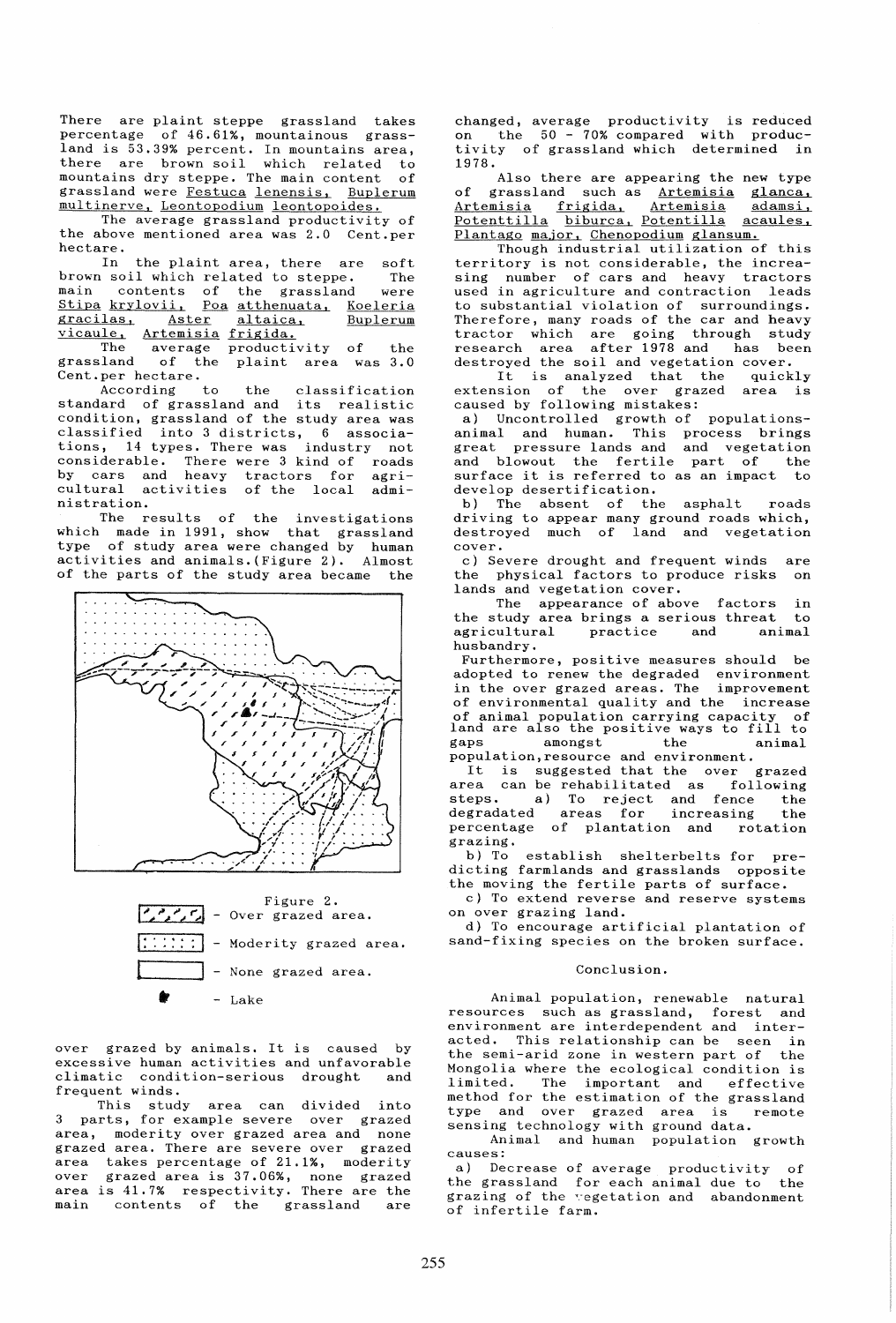There are plaint steppe grassland takes percentage of 46.61%, mountainous grassland is 53.39% percent. In mountains area, there are brown soil which related to mountains dry steppe. The main content of grassland were Festuca lenensis, Buplerum multinerve, Leontopodium leontopoides.

The average grassland productivity of the above mentioned area was 2.0 Cent.per hectare.

In the plaint area, there are soft brown soil which related to steppe. The main contents of the grassland were Stipa krylovii, Poa atthenuata, Koeleria gracilas, Aster altaica, Buplerum vicaule, Artemisia frigida.

The average productivity of the grassland of the plaint area was 3.0 Cent.per hectare.

According to the classification standard of grassland and its realistic condition, grassland of the study area was classified into 3 districts, 6 associations, 14 types. There was industry not considerable. There were 3 kind of roads by cars and heavy tractors for agricultural activities of the local administration.

The results of the investigations which made in 1991, show that grassland type of study area were changed by human activities and animals.(Figure 2). Almost of the parts of the study area became the over grazed by animals. It is caused by excessive human activities and unfavorable climatic condition-serious drought and frequent winds.

Figure 2.
- Over grazed area.
- Moderity grazed area.
- None grazed area.
- Lake

This study area can divided into 3 parts, for example severe over grazed area, moderity over grazed area and none grazed area. There are severe over grazed area takes percentage of 21.1%, moderity over grazed area is 37.06%, none grazed area is 41.7% respectivity. There are the main contents of the grassland are changed, average productivity is reduced on the 50 - 70% compared with productivity of grassland which determined in 1978.

Also there are appearing the new type of grassland such as Artemisia glanca, Artemisia frigida, Artemisia adamsi, Potenttilla biburca, Potentilla acaules, Plantago major, Chenopodium glansum.

Though industrial utilization of this territory is not considerable, the increasing number of cars and heavy tractors used in agriculture and contraction leads to substantial violation of surroundings. Therefore, many roads of the car and heavy tractor which are going through study research area after 1978 and has been destroyed the soil and vegetation cover.

It is analyzed that the quickly extension of the over grazed area is caused by following mistakes:

a) Uncontrolled growth of populations-animal and human. This process brings great pressure lands and and vegetation and blowout the fertile part of the surface it is referred to as an impact to develop desertification.

b) The absent of the asphalt roads driving to appear many ground roads which, destroyed much of land and vegetation cover.

c) Severe drought and frequent winds are the physical factors to produce risks on lands and vegetation cover.

The appearance of above factors in the study area brings a serious threat to agricultural practice and animal husbandry.

Furthermore, positive measures should be adopted to renew the degraded environment in the over grazed areas. The improvement of environmental quality and the increase of animal population carrying capacity of land are also the positive ways to fill to gaps amongst the animal population,resource and environment.

It is suggested that the over grazed area can be rehabilitated as following steps.

a) To reject and fence the degradated areas for increasing the percentage of plantation and rotation grazing.

b) To establish shelterbelts for predicting farmlands and grasslands opposite the moving the fertile parts of surface.

c) To extend reverse and reserve systems on over grazing land.

d) To encourage artificial plantation of sand-fixing species on the broken surface.

## Conclusion.

Animal population, renewable natural resources such as grassland, forest and environment are interdependent and interacted. This relationship can be seen in the semi-arid zone in western part of the Mongolia where the ecological condition is limited. The important and effective method for the estimation of the grassland type and over grazed area is remote sensing technology with ground data.

Animal and human population growth causes:

a) Decrease of average productivity of the grassland for each animal due to the grazing of the vegetation and abandonment of infertile farm.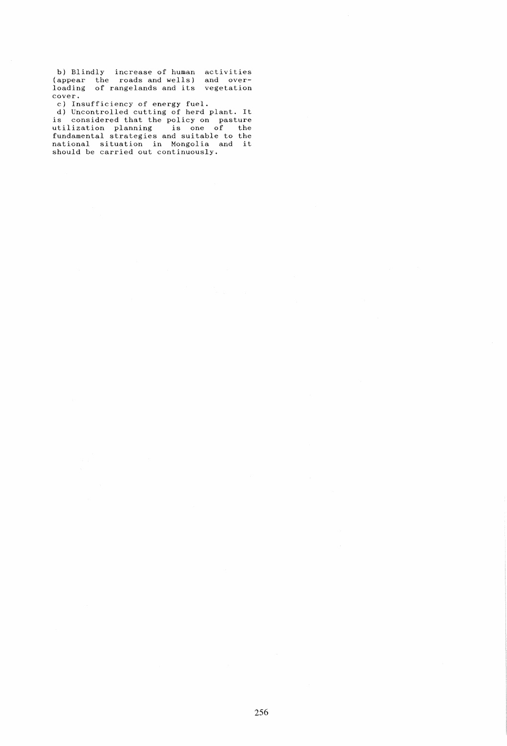b) Blindly increase of human activities (appear the roads and wells) and over-loading of rangelands and its vegetation cover.

c) Insufficiency of energy fuel.

d) Uncontrolled cutting of herd plant. It is considered that the policy on pasture utilization planning is one of the fundamental strategies and suitable to the national situation in Mongolia and it should be carried out continuously.